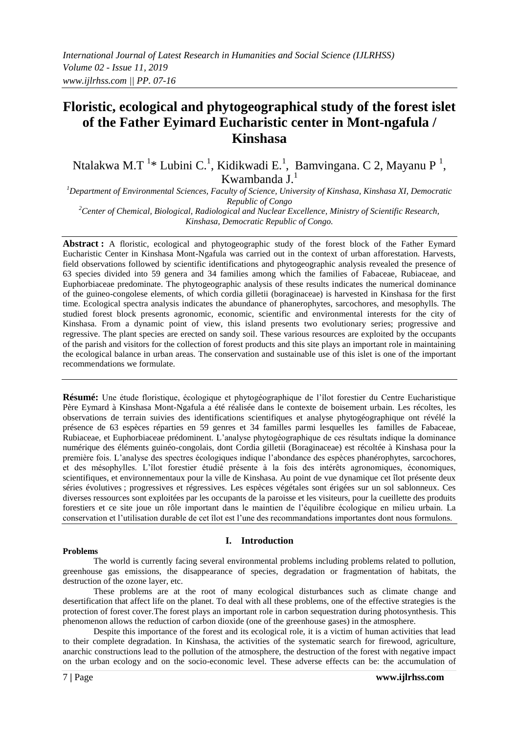# Floristic, ecological and phytogeographical study of the forest islet of the Father Eyimard Eucharistic center in Mont-ngafula / Kinshasa

Ntalakwa M.T [1]* Lubini C.[1], Kidikwadi E.[1], Bamvingana. C 2, Mayanu P [1], Kwambanda J.[1]

[1]Department of Environmental Sciences, Faculty of Science, University of Kinshasa, Kinshasa XI, Democratic Republic of Congo

[2]Center of Chemical, Biological, Radiological and Nuclear Excellence, Ministry of Scientific Research, Kinshasa, Democratic Republic of Congo.

**Abstract :** A floristic, ecological and phytogeographic study of the forest block of the Father Eymard Eucharistic Center in Kinshasa Mont-Ngafula was carried out in the context of urban afforestation. Harvests, field observations followed by scientific identifications and phytogeographic analysis revealed the presence of 63 species divided into 59 genera and 34 families among which the families of Fabaceae, Rubiaceae, and Euphorbiaceae predominate. The phytogeographic analysis of these results indicates the numerical dominance of the guineo-congolese elements, of which cordia gilletii (boraginaceae) is harvested in Kinshasa for the first time. Ecological spectra analysis indicates the abundance of phanerophytes, sarcochores, and mesophylls. The studied forest block presents agronomic, economic, scientific and environmental interests for the city of Kinshasa. From a dynamic point of view, this island presents two evolutionary series; progressive and regressive. The plant species are erected on sandy soil. These various resources are exploited by the occupants of the parish and visitors for the collection of forest products and this site plays an important role in maintaining the ecological balance in urban areas. The conservation and sustainable use of this islet is one of the important recommendations we formulate.

**Résumé:** Une étude floristique, écologique et phytogéographique de l'îlot forestier du Centre Eucharistique Père Eymard à Kinshasa Mont-Ngafula a été réalisée dans le contexte de boisement urbain. Les récoltes, les observations de terrain suivies des identifications scientifiques et analyse phytogéographique ont révélé la présence de 63 espèces réparties en 59 genres et 34 familles parmi lesquelles les familles de Fabaceae, Rubiaceae, et Euphorbiaceae prédominent. L'analyse phytogéographique de ces résultats indique la dominance numérique des éléments guinéo-congolais, dont Cordia gilletii (Boraginaceae) est récoltée à Kinshasa pour la première fois. L'analyse des spectres écologiques indique l'abondance des espèces phanérophytes, sarcochores, et des mésophylles. L'îlot forestier étudié présente à la fois des intérêts agronomiques, économiques, scientifiques, et environnementaux pour la ville de Kinshasa. Au point de vue dynamique cet îlot présente deux séries évolutives ; progressives et régressives. Les espèces végétales sont érigées sur un sol sablonneux. Ces diverses ressources sont exploitées par les occupants de la paroisse et les visiteurs, pour la cueillette des produits forestiers et ce site joue un rôle important dans le maintien de l'équilibre écologique en milieu urbain. La conservation et l'utilisation durable de cet îlot est l'une des recommandations importantes dont nous formulons.

## I. Introduction

**Problems**

The world is currently facing several environmental problems including problems related to pollution, greenhouse gas emissions, the disappearance of species, degradation or fragmentation of habitats, the destruction of the ozone layer, etc.

These problems are at the root of many ecological disturbances such as climate change and desertification that affect life on the planet. To deal with all these problems, one of the effective strategies is the protection of forest cover.The forest plays an important role in carbon sequestration during photosynthesis. This phenomenon allows the reduction of carbon dioxide (one of the greenhouse gases) in the atmosphere.

Despite this importance of the forest and its ecological role, it is a victim of human activities that lead to their complete degradation. In Kinshasa, the activities of the systematic search for firewood, agriculture, anarchic constructions lead to the pollution of the atmosphere, the destruction of the forest with negative impact on the urban ecology and on the socio-economic level. These adverse effects can be: the accumulation of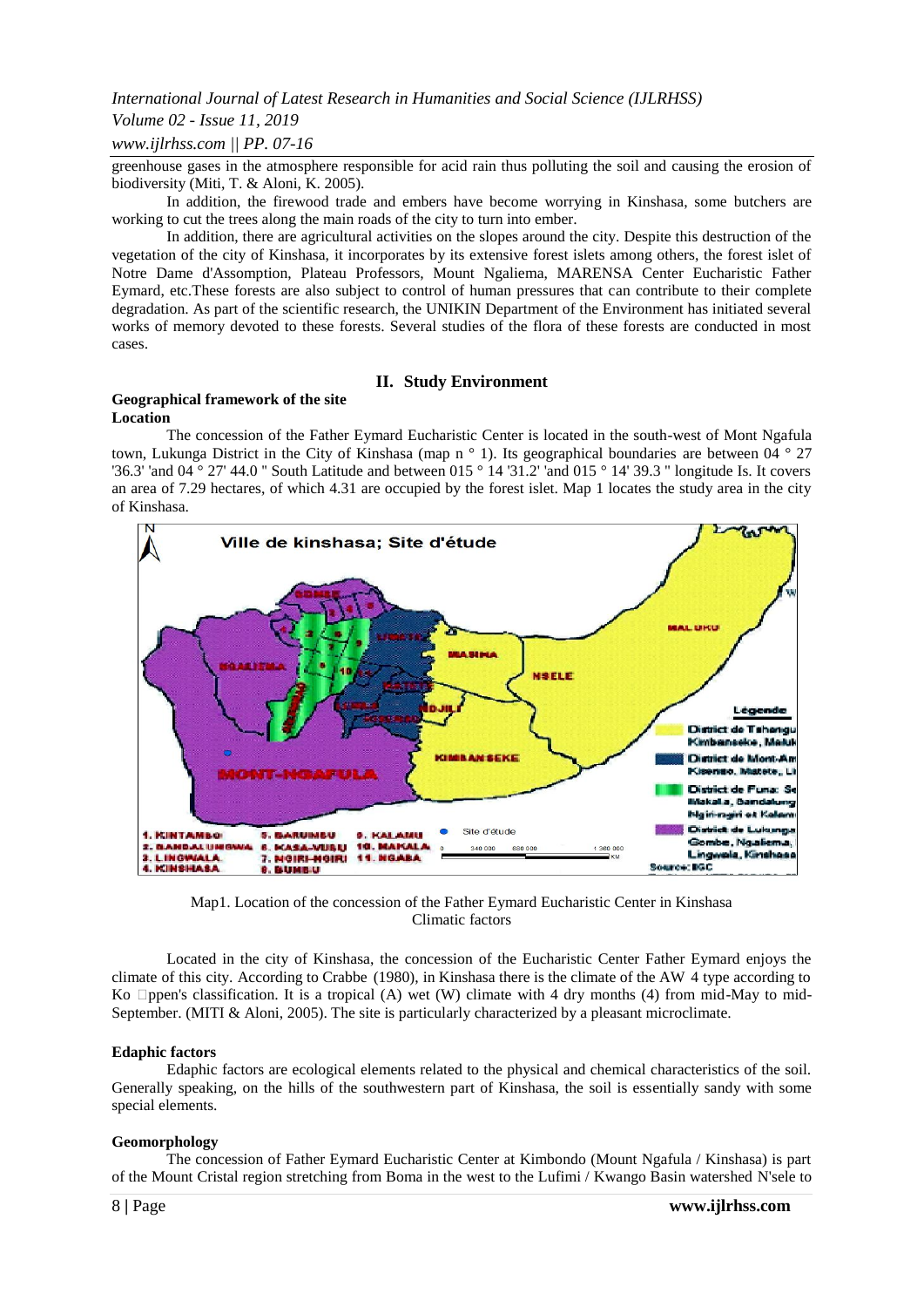greenhouse gases in the atmosphere responsible for acid rain thus polluting the soil and causing the erosion of biodiversity (Miti, T. & Aloni, K. 2005).

In addition, the firewood trade and embers have become worrying in Kinshasa, some butchers are working to cut the trees along the main roads of the city to turn into ember.

In addition, there are agricultural activities on the slopes around the city. Despite this destruction of the vegetation of the city of Kinshasa, it incorporates by its extensive forest islets among others, the forest islet of Notre Dame d'Assomption, Plateau Professors, Mount Ngaliema, MARENSA Center Eucharistic Father Eymard, etc.These forests are also subject to control of human pressures that can contribute to their complete degradation. As part of the scientific research, the UNIKIN Department of the Environment has initiated several works of memory devoted to these forests. Several studies of the flora of these forests are conducted in most cases.

## II. Study Environment

**Geographical framework of the site**

**Location**

The concession of the Father Eymard Eucharistic Center is located in the south-west of Mont Ngafula town, Lukunga District in the City of Kinshasa (map n ° 1). Its geographical boundaries are between 04 ° 27 '36.3' 'and 04 ° 27' 44.0 " South Latitude and between 015 ° 14 '31.2' 'and 015 ° 14' 39.3 " longitude Is. It covers an area of 7.29 hectares, of which 4.31 are occupied by the forest islet. Map 1 locates the study area in the city of Kinshasa.

Map1. Location of the concession of the Father Eymard Eucharistic Center in Kinshasa

**Climatic factors**

Located in the city of Kinshasa, the concession of the Eucharistic Center Father Eymard enjoys the climate of this city. According to Crabbe (1980), in Kinshasa there is the climate of the AW 4 type according to Ko ppen's classification. It is a tropical (A) wet (W) climate with 4 dry months (4) from mid-May to mid-September. (MITI & Aloni, 2005). The site is particularly characterized by a pleasant microclimate.

**Edaphic factors**

Edaphic factors are ecological elements related to the physical and chemical characteristics of the soil. Generally speaking, on the hills of the southwestern part of Kinshasa, the soil is essentially sandy with some special elements.

**Geomorphology**

The concession of Father Eymard Eucharistic Center at Kimbondo (Mount Ngafula / Kinshasa) is part of the Mount Cristal region stretching from Boma in the west to the Lufimi / Kwango Basin watershed N'sele to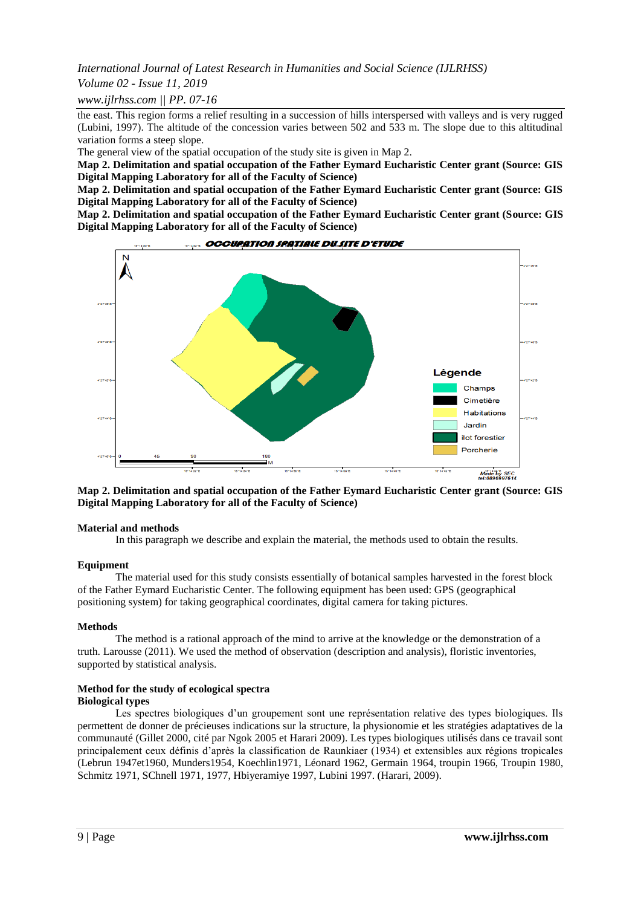the east. This region forms a relief resulting in a succession of hills interspersed with valleys and is very rugged (Lubini, 1997). The altitude of the concession varies between 502 and 533 m. The slope due to this altitudinal variation forms a steep slope.

The general view of the spatial occupation of the study site is given in Map 2.

**Map 2. Delimitation and spatial occupation of the Father Eymard Eucharistic Center grant (Source: GIS Digital Mapping Laboratory for all of the Faculty of Science)**

**Map 2. Delimitation and spatial occupation of the Father Eymard Eucharistic Center grant (Source: GIS Digital Mapping Laboratory for all of the Faculty of Science)**

**Map 2. Delimitation and spatial occupation of the Father Eymard Eucharistic Center grant (Source: GIS Digital Mapping Laboratory for all of the Faculty of Science)**

**Map 2. Delimitation and spatial occupation of the Father Eymard Eucharistic Center grant (Source: GIS Digital Mapping Laboratory for all of the Faculty of Science)**

**Material and methods**

In this paragraph we describe and explain the material, the methods used to obtain the results.

**Equipment**

The material used for this study consists essentially of botanical samples harvested in the forest block of the Father Eymard Eucharistic Center. The following equipment has been used: GPS (geographical positioning system) for taking geographical coordinates, digital camera for taking pictures.

**Methods**

The method is a rational approach of the mind to arrive at the knowledge or the demonstration of a truth. Larousse (2011). We used the method of observation (description and analysis), floristic inventories, supported by statistical analysis.

**Method for the study of ecological spectra**

**Biological types**

Les spectres biologiques d'un groupement sont une représentation relative des types biologiques. Ils permettent de donner de précieuses indications sur la structure, la physionomie et les stratégies adaptatives de la communauté (Gillet 2000, cité par Ngok 2005 et Harari 2009). Les types biologiques utilisés dans ce travail sont principalement ceux définis d'après la classification de Raunkiaer (1934) et extensibles aux régions tropicales (Lebrun 1947et1960, Munders1954, Koechlin1971, Léonard 1962, Germain 1964, troupin 1966, Troupin 1980, Schmitz 1971, SChnell 1971, 1977, Hbiyeramiye 1997, Lubini 1997. (Harari, 2009).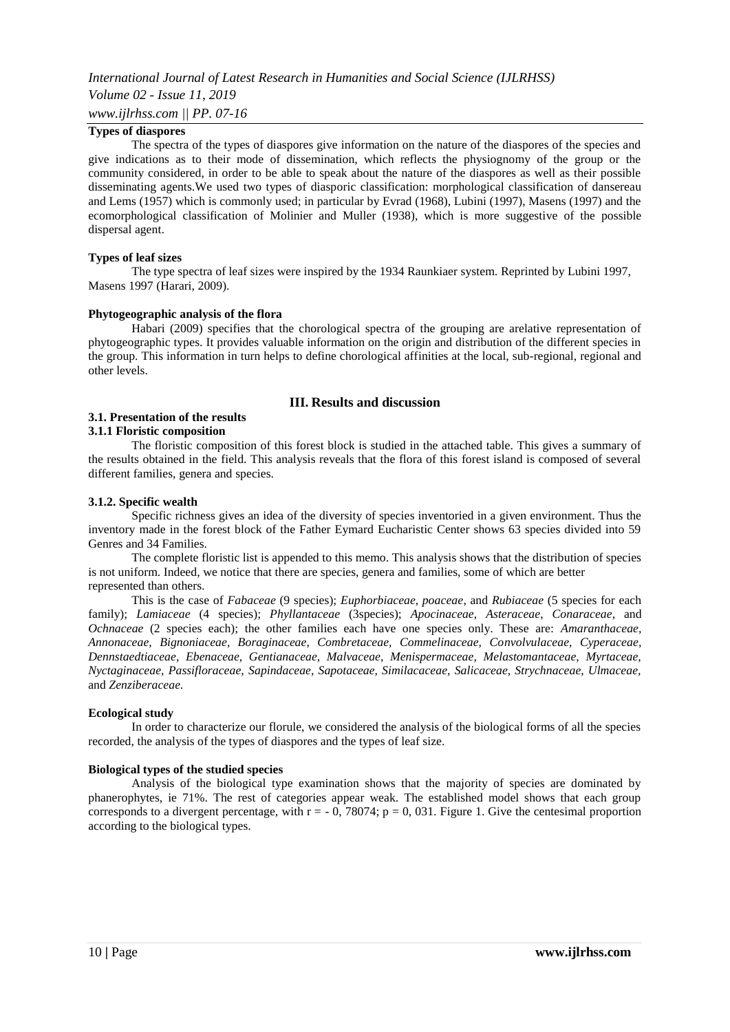**Types of diaspores**

The spectra of the types of diaspores give information on the nature of the diaspores of the species and give indications as to their mode of dissemination, which reflects the physiognomy of the group or the community considered, in order to be able to speak about the nature of the diaspores as well as their possible disseminating agents.We used two types of diasporic classification: morphological classification of dansereau and Lems (1957) which is commonly used; in particular by Evrad (1968), Lubini (1997), Masens (1997) and the ecomorphological classification of Molinier and Muller (1938), which is more suggestive of the possible dispersal agent.

**Types of leaf sizes**

The type spectra of leaf sizes were inspired by the 1934 Raunkiaer system. Reprinted by Lubini 1997, Masens 1997 (Harari, 2009).

**Phytogeographic analysis of the flora**

Habari (2009) specifies that the chorological spectra of the grouping are arelative representation of phytogeographic types. It provides valuable information on the origin and distribution of the different species in the group. This information in turn helps to define chorological affinities at the local, sub-regional, regional and other levels.

## III. Results and discussion

### 3.1. Presentation of the results

#### 3.1.1 Floristic composition

The floristic composition of this forest block is studied in the attached table. This gives a summary of the results obtained in the field. This analysis reveals that the flora of this forest island is composed of several different families, genera and species.

#### 3.1.2. Specific wealth

Specific richness gives an idea of the diversity of species inventoried in a given environment. Thus the inventory made in the forest block of the Father Eymard Eucharistic Center shows 63 species divided into 59 Genres and 34 Families.

The complete floristic list is appended to this memo. This analysis shows that the distribution of species is not uniform. Indeed, we notice that there are species, genera and families, some of which are better represented than others.

This is the case of *Fabaceae* (9 species); *Euphorbiaceae, poaceae*, and *Rubiaceae* (5 species for each family); *Lamiaceae* (4 species); *Phyllantaceae* (3species); *Apocinaceae, Asteraceae, Conaraceae*, and *Ochnaceae* (2 species each); the other families each have one species only. These are: *Amaranthaceae, Annonaceae, Bignoniaceae, Boraginaceae, Combretaceae, Commelinaceae, Convolvulaceae, Cyperaceae, Dennstaedtiaceae, Ebenaceae, Gentianaceae, Malvaceae, Menispermaceae, Melastomantaceae, Myrtaceae, Nyctaginaceae, Passifloraceae, Sapindaceae, Sapotaceae, Similacaceae, Salicaceae, Strychnaceae, Ulmaceae,* and *Zenziberaceae.*

**Ecological study**

In order to characterize our florule, we considered the analysis of the biological forms of all the species recorded, the analysis of the types of diaspores and the types of leaf size.

**Biological types of the studied species**

Analysis of the biological type examination shows that the majority of species are dominated by phanerophytes, ie 71%. The rest of categories appear weak. The established model shows that each group corresponds to a divergent percentage, with $r = -0, 78074$; $p = 0, 031$. Figure 1. Give the centesimal proportion according to the biological types.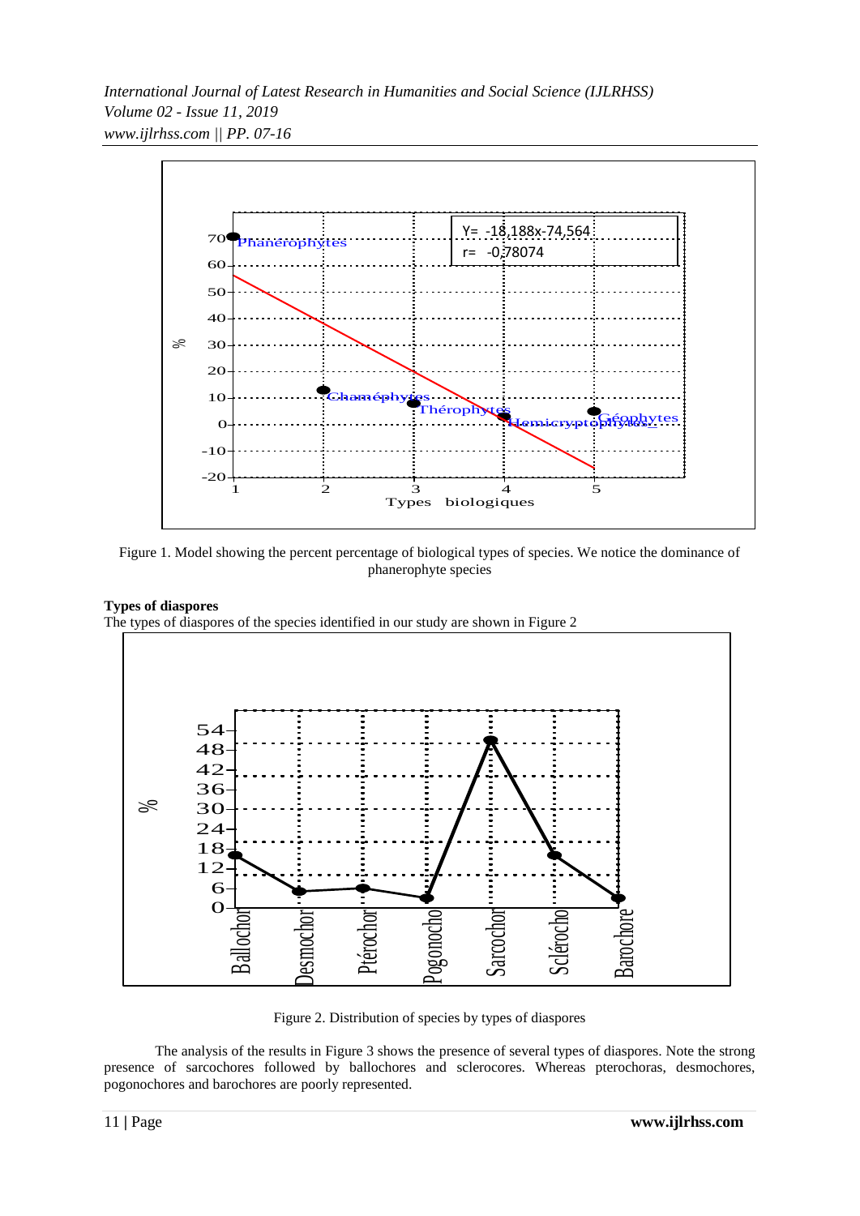Figure 1. Model showing the percent percentage of biological types of species. We notice the dominance of phanerophyte species

**Types of diaspores**

The types of diaspores of the species identified in our study are shown in Figure 2

Figure 2. Distribution of species by types of diaspores

The analysis of the results in Figure 3 shows the presence of several types of diaspores. Note the strong presence of sarcochores followed by ballochores and sclerocores. Whereas pterochoras, desmochores, pogonochores and barochores are poorly represented.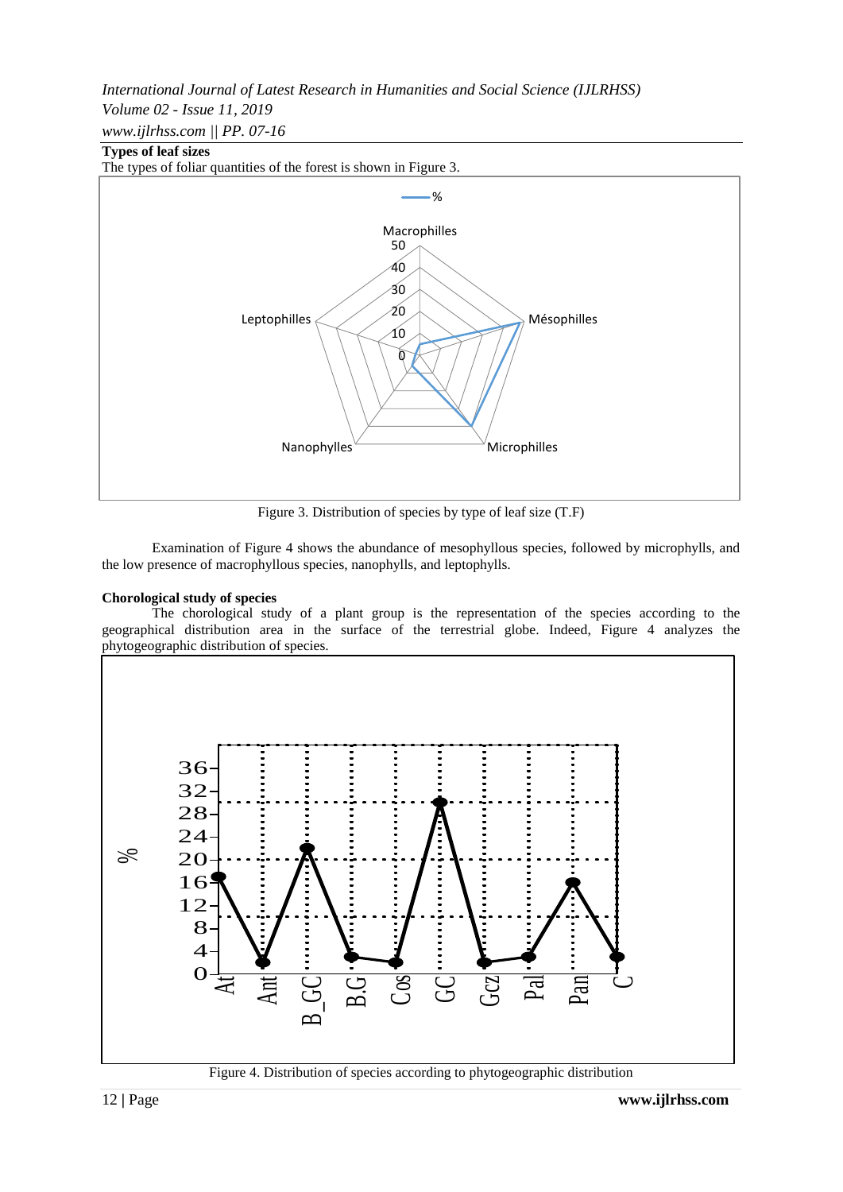**Types of leaf sizes**

The types of foliar quantities of the forest is shown in Figure 3.

Figure 3. Distribution of species by type of leaf size (T.F)

Examination of Figure 4 shows the abundance of mesophyllous species, followed by microphylls, and the low presence of macrophyllous species, nanophylls, and leptophylls.

**Chorological study of species**

The chorological study of a plant group is the representation of the species according to the geographical distribution area in the surface of the terrestrial globe. Indeed, Figure 4 analyzes the phytogeographic distribution of species.

Figure 4. Distribution of species according to phytogeographic distribution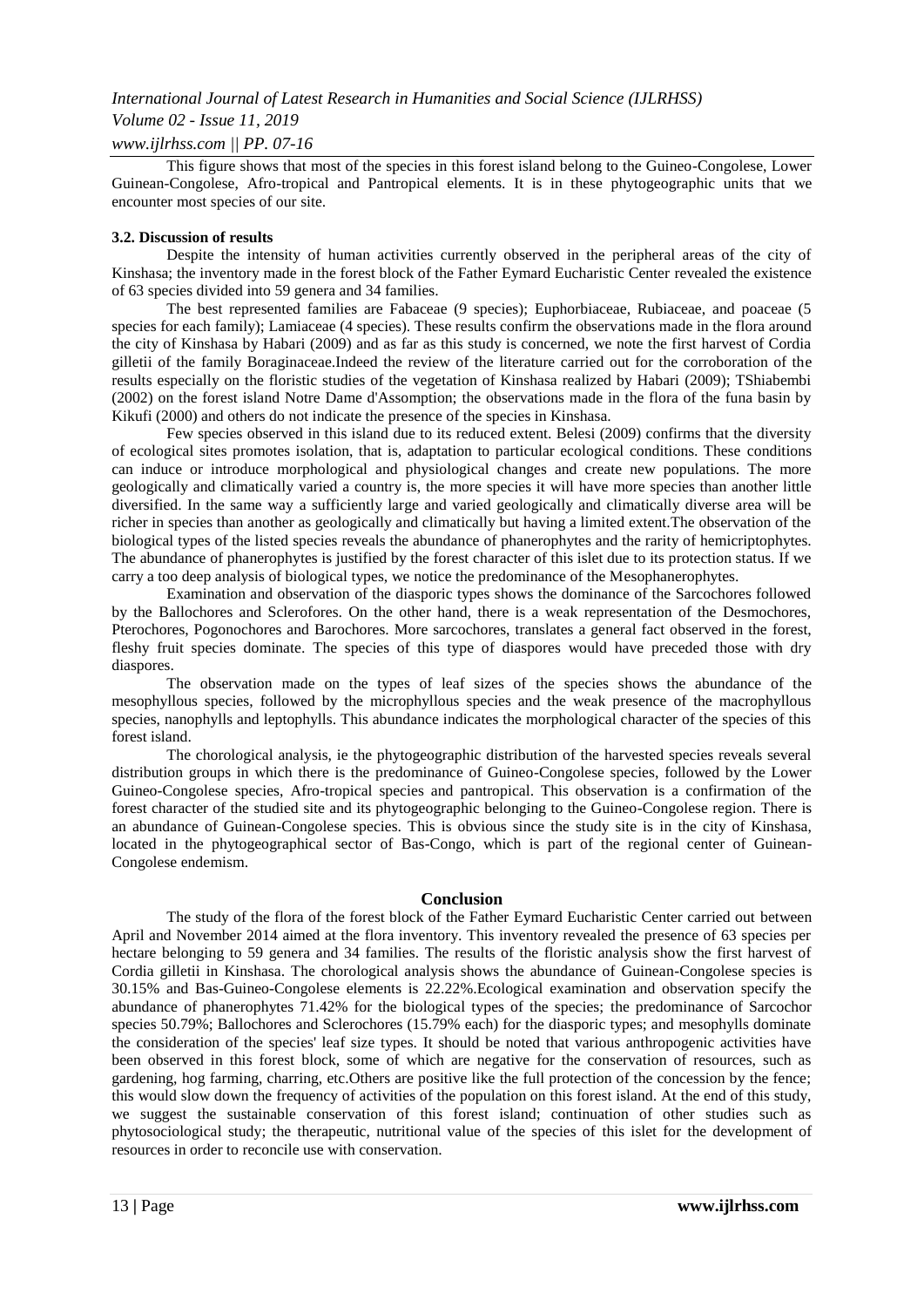This figure shows that most of the species in this forest island belong to the Guineo-Congolese, Lower Guinean-Congolese, Afro-tropical and Pantropical elements. It is in these phytogeographic units that we encounter most species of our site.

### 3.2. Discussion of results

Despite the intensity of human activities currently observed in the peripheral areas of the city of Kinshasa; the inventory made in the forest block of the Father Eymard Eucharistic Center revealed the existence of 63 species divided into 59 genera and 34 families.

The best represented families are Fabaceae (9 species); Euphorbiaceae, Rubiaceae, and poaceae (5 species for each family); Lamiaceae (4 species). These results confirm the observations made in the flora around the city of Kinshasa by Habari (2009) and as far as this study is concerned, we note the first harvest of Cordia gilletii of the family Boraginaceae.Indeed the review of the literature carried out for the corroboration of the results especially on the floristic studies of the vegetation of Kinshasa realized by Habari (2009); TShiabembi (2002) on the forest island Notre Dame d'Assomption; the observations made in the flora of the funa basin by Kikufi (2000) and others do not indicate the presence of the species in Kinshasa.

Few species observed in this island due to its reduced extent. Belesi (2009) confirms that the diversity of ecological sites promotes isolation, that is, adaptation to particular ecological conditions. These conditions can induce or introduce morphological and physiological changes and create new populations. The more geologically and climatically varied a country is, the more species it will have more species than another little diversified. In the same way a sufficiently large and varied geologically and climatically diverse area will be richer in species than another as geologically and climatically but having a limited extent.The observation of the biological types of the listed species reveals the abundance of phanerophytes and the rarity of hemicriptophytes. The abundance of phanerophytes is justified by the forest character of this islet due to its protection status. If we carry a too deep analysis of biological types, we notice the predominance of the Mesophanerophytes.

Examination and observation of the diasporic types shows the dominance of the Sarcochores followed by the Ballochores and Sclerofores. On the other hand, there is a weak representation of the Desmochores, Pterochores, Pogonochores and Barochores. More sarcochores, translates a general fact observed in the forest, fleshy fruit species dominate. The species of this type of diaspores would have preceded those with dry diaspores.

The observation made on the types of leaf sizes of the species shows the abundance of the mesophyllous species, followed by the microphyllous species and the weak presence of the macrophyllous species, nanophylls and leptophylls. This abundance indicates the morphological character of the species of this forest island.

The chorological analysis, ie the phytogeographic distribution of the harvested species reveals several distribution groups in which there is the predominance of Guineo-Congolese species, followed by the Lower Guineo-Congolese species, Afro-tropical species and pantropical. This observation is a confirmation of the forest character of the studied site and its phytogeographic belonging to the Guineo-Congolese region. There is an abundance of Guinean-Congolese species. This is obvious since the study site is in the city of Kinshasa, located in the phytogeographical sector of Bas-Congo, which is part of the regional center of Guinean-Congolese endemism.

## Conclusion

The study of the flora of the forest block of the Father Eymard Eucharistic Center carried out between April and November 2014 aimed at the flora inventory. This inventory revealed the presence of 63 species per hectare belonging to 59 genera and 34 families. The results of the floristic analysis show the first harvest of Cordia gilletii in Kinshasa. The chorological analysis shows the abundance of Guinean-Congolese species is 30.15% and Bas-Guineo-Congolese elements is 22.22%.Ecological examination and observation specify the abundance of phanerophytes 71.42% for the biological types of the species; the predominance of Sarcochor species 50.79%; Ballochores and Sclerochores (15.79% each) for the diasporic types; and mesophylls dominate the consideration of the species' leaf size types. It should be noted that various anthropogenic activities have been observed in this forest block, some of which are negative for the conservation of resources, such as gardening, hog farming, charring, etc.Others are positive like the full protection of the concession by the fence; this would slow down the frequency of activities of the population on this forest island. At the end of this study, we suggest the sustainable conservation of this forest island; continuation of other studies such as phytosociological study; the therapeutic, nutritional value of the species of this islet for the development of resources in order to reconcile use with conservation.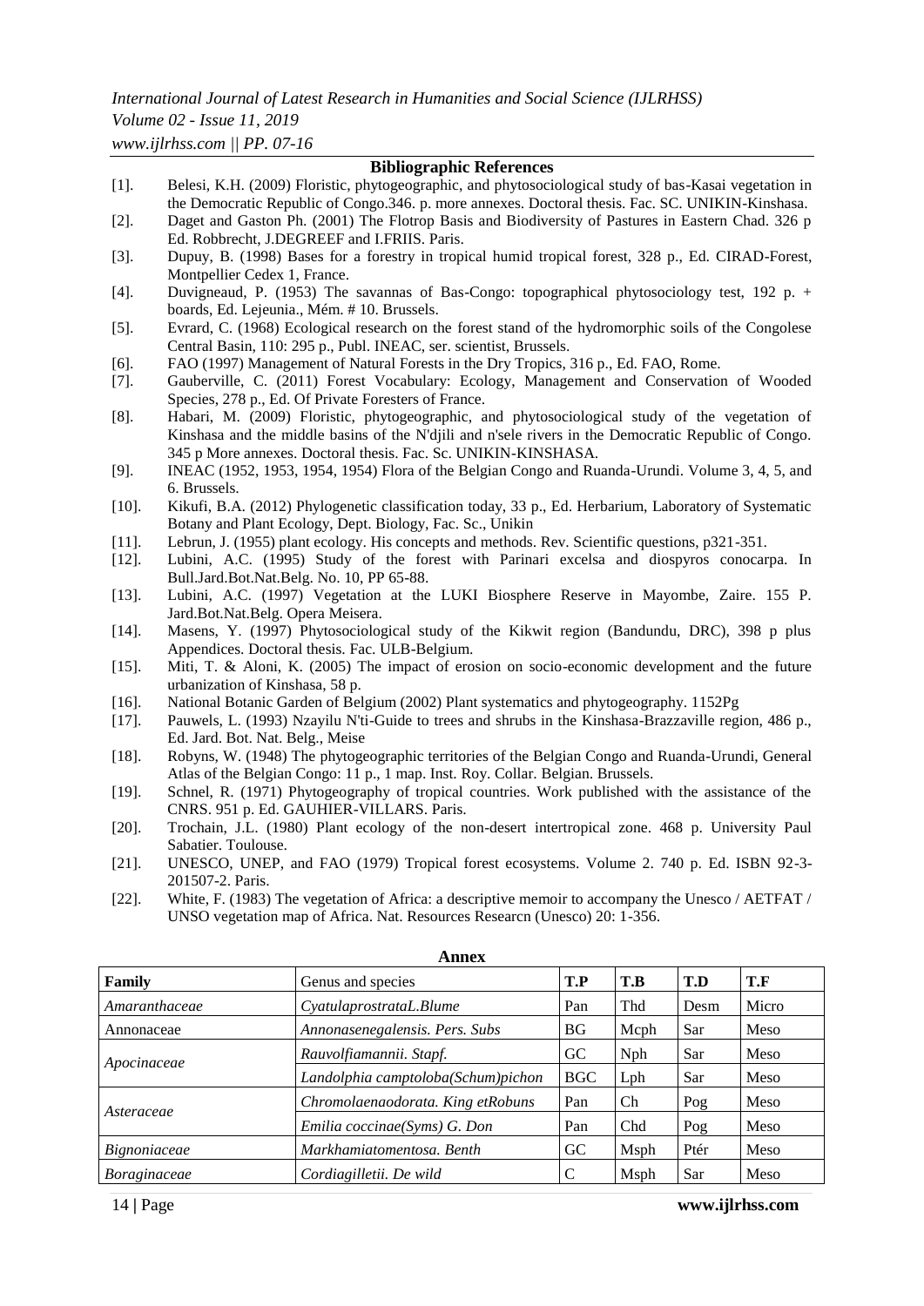## Bibliographic References

[1]. Belesi, K.H. (2009) Floristic, phytogeographic, and phytosociological study of bas-Kasai vegetation in the Democratic Republic of Congo.346. p. more annexes. Doctoral thesis. Fac. SC. UNIKIN-Kinshasa.

[2]. Daget and Gaston Ph. (2001) The Flotrop Basis and Biodiversity of Pastures in Eastern Chad. 326 p Ed. Robbrecht, J.DEGREEF and I.FRIIS. Paris.

[3]. Dupuy, B. (1998) Bases for a forestry in tropical humid tropical forest, 328 p., Ed. CIRAD-Forest, Montpellier Cedex 1, France.

[4]. Duvigneaud, P. (1953) The savannas of Bas-Congo: topographical phytosociology test, 192 p. + boards, Ed. Lejeunia., Mém. # 10. Brussels.

[5]. Evrard, C. (1968) Ecological research on the forest stand of the hydromorphic soils of the Congolese Central Basin, 110: 295 p., Publ. INEAC, ser. scientist, Brussels.

[6]. FAO (1997) Management of Natural Forests in the Dry Tropics, 316 p., Ed. FAO, Rome.

[7]. Gauberville, C. (2011) Forest Vocabulary: Ecology, Management and Conservation of Wooded Species, 278 p., Ed. Of Private Foresters of France.

[8]. Habari, M. (2009) Floristic, phytogeographic, and phytosociological study of the vegetation of Kinshasa and the middle basins of the N'djili and n'sele rivers in the Democratic Republic of Congo. 345 p More annexes. Doctoral thesis. Fac. Sc. UNIKIN-KINSHASA.

[9]. INEAC (1952, 1953, 1954, 1954) Flora of the Belgian Congo and Ruanda-Urundi. Volume 3, 4, 5, and 6. Brussels.

[10]. Kikufi, B.A. (2012) Phylogenetic classification today, 33 p., Ed. Herbarium, Laboratory of Systematic Botany and Plant Ecology, Dept. Biology, Fac. Sc., Unikin

[11]. Lebrun, J. (1955) plant ecology. His concepts and methods. Rev. Scientific questions, p321-351.

[12]. Lubini, A.C. (1995) Study of the forest with Parinari excelsa and diospyros conocarpa. In Bull.Jard.Bot.Nat.Belg. No. 10, PP 65-88.

[13]. Lubini, A.C. (1997) Vegetation at the LUKI Biosphere Reserve in Mayombe, Zaire. 155 P. Jard.Bot.Nat.Belg. Opera Meisera.

[14]. Masens, Y. (1997) Phytosociological study of the Kikwit region (Bandundu, DRC), 398 p plus Appendices. Doctoral thesis. Fac. ULB-Belgium.

[15]. Miti, T. & Aloni, K. (2005) The impact of erosion on socio-economic development and the future urbanization of Kinshasa, 58 p.

[16]. National Botanic Garden of Belgium (2002) Plant systematics and phytogeography. 1152Pg

[17]. Pauwels, L. (1993) Nzayilu N'ti-Guide to trees and shrubs in the Kinshasa-Brazzaville region, 486 p., Ed. Jard. Bot. Nat. Belg., Meise

[18]. Robyns, W. (1948) The phytogeographic territories of the Belgian Congo and Ruanda-Urundi, General Atlas of the Belgian Congo: 11 p., 1 map. Inst. Roy. Collar. Belgian. Brussels.

[19]. Schnel, R. (1971) Phytogeography of tropical countries. Work published with the assistance of the CNRS. 951 p. Ed. GAUHIER-VILLARS. Paris.

[20]. Trochain, J.L. (1980) Plant ecology of the non-desert intertropical zone. 468 p. University Paul Sabatier. Toulouse.

[21]. UNESCO, UNEP, and FAO (1979) Tropical forest ecosystems. Volume 2. 740 p. Ed. ISBN 92-3-201507-2. Paris.

[22]. White, F. (1983) The vegetation of Africa: a descriptive memoir to accompany the Unesco / AETFAT / UNSO vegetation map of Africa. Nat. Resources Researcn (Unesco) 20: 1-356.

## Annex

| Family | Genus and species | T.P | T.B | T.D | T.F |
|---|---|---|---|---|---|
| *Amaranthaceae* | *CyatulaprostrataL.Blume* | Pan | Thd | Desm | Micro |
| Annonaceae | *Annonasenegalensis. Pers. Subs* | BG | Mcph | Sar | Meso |
| *Apocinaceae* | *Rauvolfiamannii. Stapf.* | GC | Nph | Sar | Meso |
| | *Landolphia camptoloba(Schum)pichon* | BGC | Lph | Sar | Meso |
| *Asteraceae* | *Chromolaenaodorata. King etRobuns* | Pan | Ch | Pog | Meso |
| | *Emilia coccinae(Syms) G. Don* | Pan | Chd | Pog | Meso |
| *Bignoniaceae* | *Markhamiatomentosa. Benth* | GC | Msph | Ptér | Meso |
| *Boraginaceae* | *Cordiagilletii. De wild* | C | Msph | Sar | Meso |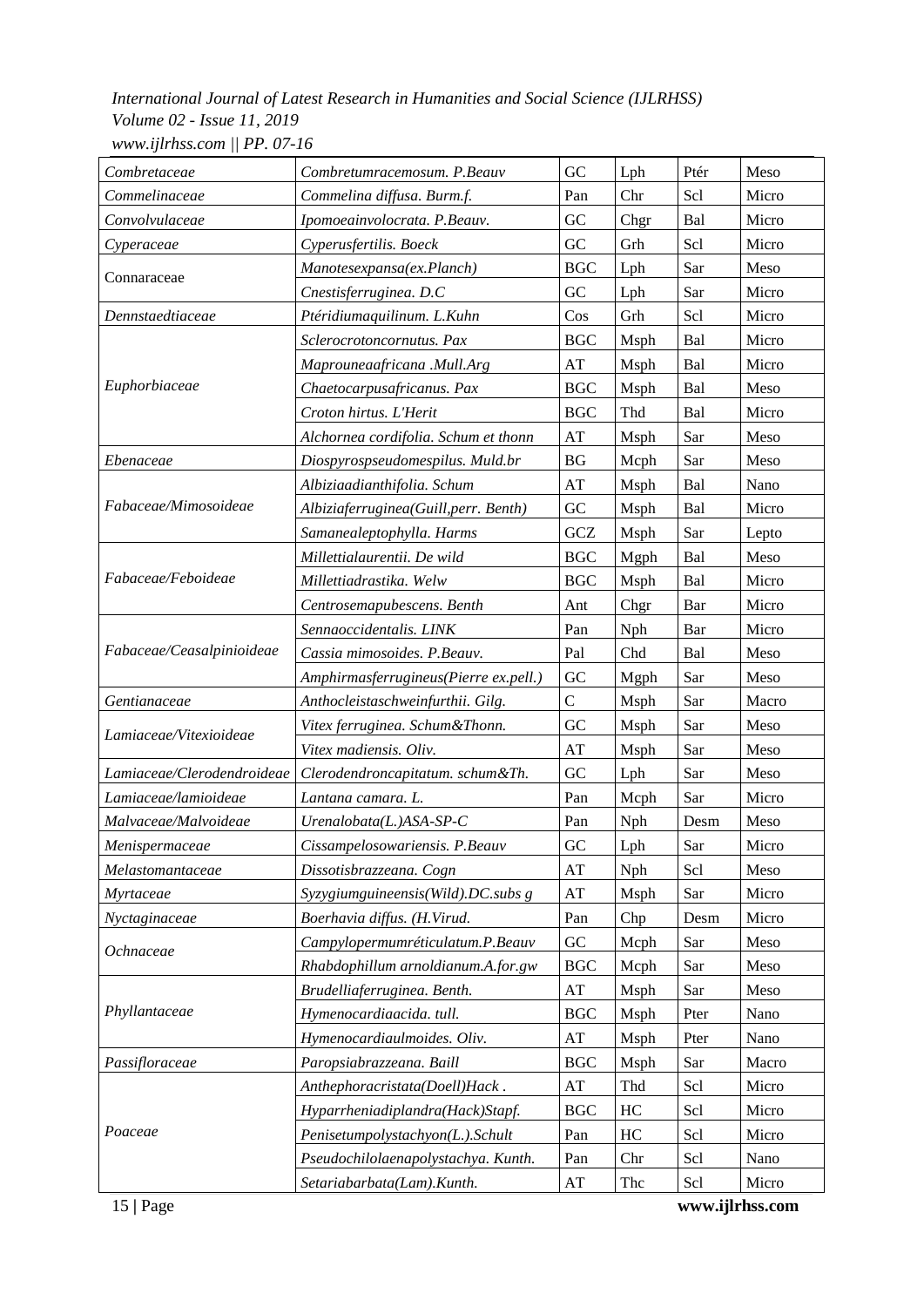| Combretaceae | Combretumracemosum. P.Beauv | GC | Lph | Ptér | Meso |
|---|---|---|---|---|---|
| Commelinaceae | Commelina diffusa. Burm.f. | Pan | Chr | Scl | Micro |
| Convolvulaceae | Ipomoeainvolocrata. P.Beauv. | GC | Chgr | Bal | Micro |
| Cyperaceae | Cyperusfertilis. Boeck | GC | Grh | Scl | Micro |
| Connaraceae | Manotesexpansa(ex.Planch) | BGC | Lph | Sar | Meso |
| | Cnestisferruginea. D.C | GC | Lph | Sar | Micro |
| Dennstaedtiaceae | Ptéridiumaquilinum. L.Kuhn | Cos | Grh | Scl | Micro |
| Euphorbiaceae | Sclerocrotoncornutus. Pax | BGC | Msph | Bal | Micro |
| | Maprouneaafricana .Mull.Arg | AT | Msph | Bal | Micro |
| | Chaetocarpusafricanus. Pax | BGC | Msph | Bal | Meso |
| | Croton hirtus. L'Herit | BGC | Thd | Bal | Micro |
| | Alchornea cordifolia. Schum et thonn | AT | Msph | Sar | Meso |
| Ebenaceae | Diospyrospseudomespilus. Muld.br | BG | Mcph | Sar | Meso |
| Fabaceae/Mimosoideae | Albiziaadianthifolia. Schum | AT | Msph | Bal | Nano |
| | Albiziaferruginea(Guill,perr. Benth) | GC | Msph | Bal | Micro |
| | Samanealeptophylla. Harms | GCZ | Msph | Sar | Lepto |
| Fabaceae/Feboideae | Millettialaurentii. De wild | BGC | Mgph | Bal | Meso |
| | Millettiadrastika. Welw | BGC | Msph | Bal | Micro |
| | Centrosemapubescens. Benth | Ant | Chgr | Bar | Micro |
| Fabaceae/Ceasalpinioideae | Sennaoccidentalis. LINK | Pan | Nph | Bar | Micro |
| | Cassia mimosoides. P.Beauv. | Pal | Chd | Bal | Meso |
| | Amphirmasferrugineus(Pierre ex.pell.) | GC | Mgph | Sar | Meso |
| Gentianaceae | Anthocleistaschweinfurthii. Gilg. | C | Msph | Sar | Macro |
| Lamiaceae/Vitexioideae | Vitex ferruginea. Schum&Thonn. | GC | Msph | Sar | Meso |
| | Vitex madiensis. Oliv. | AT | Msph | Sar | Meso |
| Lamiaceae/Clerodendroideae | Clerodendroncapitatum. schum&Th. | GC | Lph | Sar | Meso |
| Lamiaceae/lamioideae | Lantana camara. L. | Pan | Mcph | Sar | Micro |
| Malvaceae/Malvoideae | Urenalobata(L.)ASA-SP-C | Pan | Nph | Desm | Meso |
| Menispermaceae | Cissampelosowariensis. P.Beauv | GC | Lph | Sar | Micro |
| Melastomantaceae | Dissotisbrazzeana. Cogn | AT | Nph | Scl | Meso |
| Myrtaceae | Syzygiumguineensis(Wild).DC.subs g | AT | Msph | Sar | Micro |
| Nyctaginaceae | Boerhavia diffus. (H.Virud. | Pan | Chp | Desm | Micro |
| Ochnaceae | Campylopermumréticulatum.P.Beauv | GC | Mcph | Sar | Meso |
| | Rhabdophillum arnoldianum.A.for.gw | BGC | Mcph | Sar | Meso |
| Phyllantaceae | Brudelliaferruginea. Benth. | AT | Msph | Sar | Meso |
| | Hymenocardiaacida. tull. | BGC | Msph | Pter | Nano |
| | Hymenocardiaulmoides. Oliv. | AT | Msph | Pter | Nano |
| Passifloraceae | Paropsiabrazzeana. Baill | BGC | Msph | Sar | Macro |
| Poaceae | Anthephoracristata(Doell)Hack . | AT | Thd | Scl | Micro |
| | Hyparrheniadiplandra(Hack)Stapf. | BGC | HC | Scl | Micro |
| | Penisetumpolystachyon(L.).Schult | Pan | HC | Scl | Micro |
| | Pseudochilolaenapolystachya. Kunth. | Pan | Chr | Scl | Nano |
| | Setariabarbata(Lam).Kunth. | AT | Thc | Scl | Micro |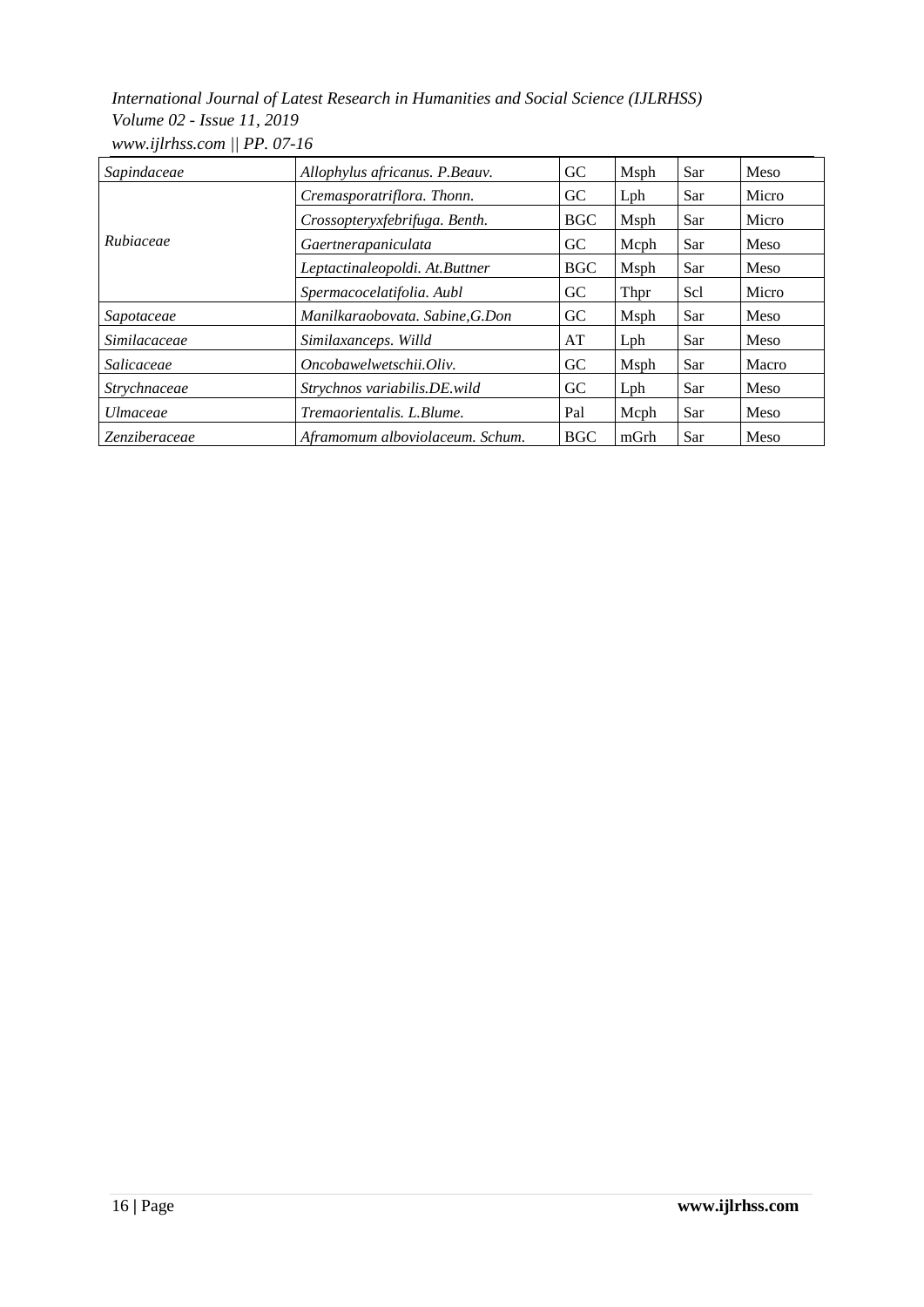| | | | | | |
|---|---|---|---|---|---|
| *Sapindaceae* | *Allophylus africanus. P.Beauv.* | GC | Msph | Sar | Meso |
| *Rubiaceae* | *Cremasporatriflora. Thonn.* | GC | Lph | Sar | Micro |
| | *Crossopteryxfebrifuga. Benth.* | BGC | Msph | Sar | Micro |
| | *Gaertnerapaniculata* | GC | Mcph | Sar | Meso |
| | *Leptactinaleopoldi. At.Buttner* | BGC | Msph | Sar | Meso |
| | *Spermacocelatifolia. Aubl* | GC | Thpr | Scl | Micro |
| *Sapotaceae* | *Manilkaraobovata. Sabine,G.Don* | GC | Msph | Sar | Meso |
| *Similacaceae* | *Similaxanceps. Willd* | AT | Lph | Sar | Meso |
| *Salicaceae* | *Oncobawelwetschii.Oliv.* | GC | Msph | Sar | Macro |
| *Strychnaceae* | *Strychnos variabilis.DE.wild* | GC | Lph | Sar | Meso |
| *Ulmaceae* | *Tremaorientalis. L.Blume.* | Pal | Mcph | Sar | Meso |
| *Zenziberaceae* | *Aframomum alboviolaceum. Schum.* | BGC | mGrh | Sar | Meso |